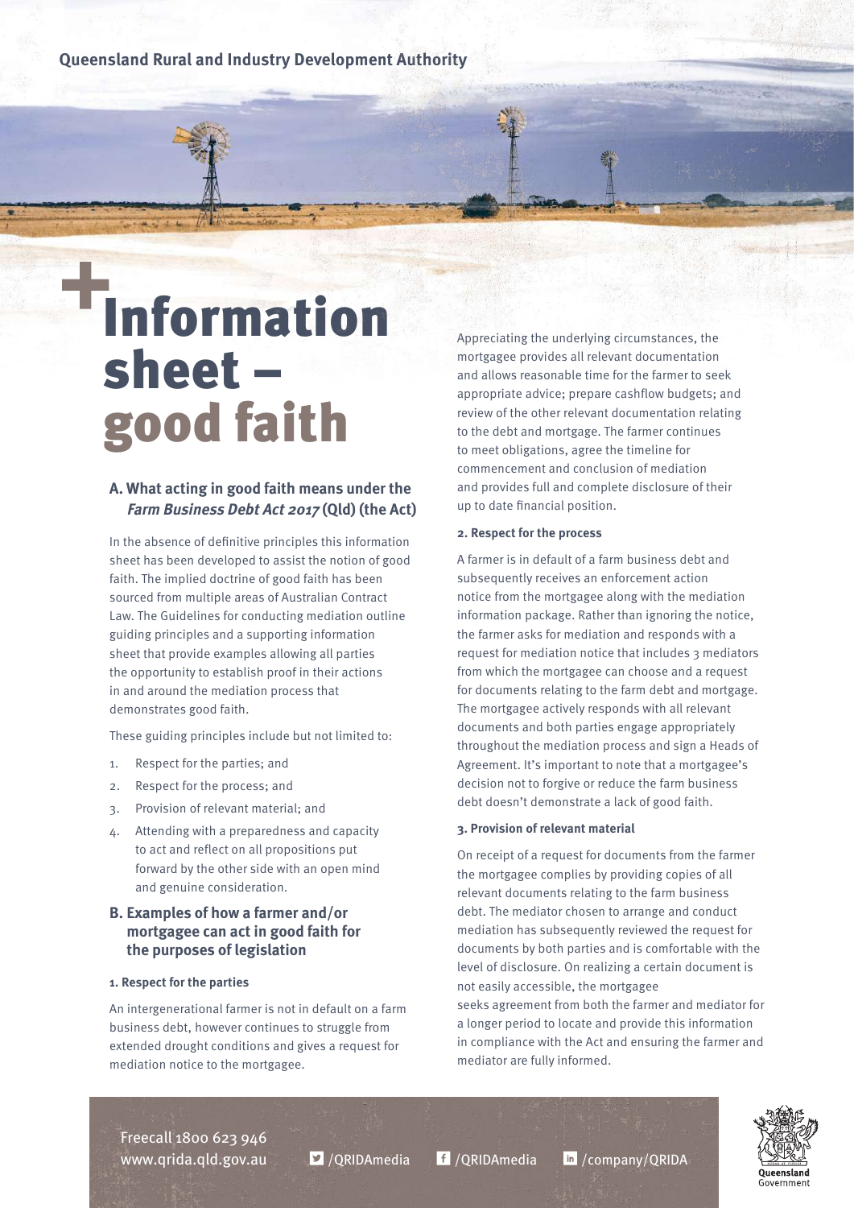Queensland Rural and Industry Development Authority

# Information sheet – good faith

## A. What acting in good faith means under the *Farm Business Debt Act 2017* (Qld) (the Act)

In the absence of definitive principles this information sheet has been developed to assist the notion of good faith. The implied doctrine of good faith has been sourced from multiple areas of Australian Contract Law. The Guidelines for conducting mediation outline guiding principles and a supporting information sheet that provide examples allowing all parties the opportunity to establish proof in their actions in and around the mediation process that demonstrates good faith.

These guiding principles include but not limited to:

1. Respect for the parties; and
2. Respect for the process; and
3. Provision of relevant material; and
4. Attending with a preparedness and capacity to act and reflect on all propositions put forward by the other side with an open mind and genuine consideration.

## B. Examples of how a farmer and/or mortgagee can act in good faith for the purposes of legislation

### 1. Respect for the parties

An intergenerational farmer is not in default on a farm business debt, however continues to struggle from extended drought conditions and gives a request for mediation notice to the mortgagee.

Appreciating the underlying circumstances, the mortgagee provides all relevant documentation and allows reasonable time for the farmer to seek appropriate advice; prepare cashflow budgets; and review of the other relevant documentation relating to the debt and mortgage. The farmer continues to meet obligations, agree the timeline for commencement and conclusion of mediation and provides full and complete disclosure of their up to date financial position.

### 2. Respect for the process

A farmer is in default of a farm business debt and subsequently receives an enforcement action notice from the mortgagee along with the mediation information package. Rather than ignoring the notice, the farmer asks for mediation and responds with a request for mediation notice that includes 3 mediators from which the mortgagee can choose and a request for documents relating to the farm debt and mortgage. The mortgagee actively responds with all relevant documents and both parties engage appropriately throughout the mediation process and sign a Heads of Agreement. It's important to note that a mortgagee's decision not to forgive or reduce the farm business debt doesn't demonstrate a lack of good faith.

### 3. Provision of relevant material

On receipt of a request for documents from the farmer the mortgagee complies by providing copies of all relevant documents relating to the farm business debt. The mediator chosen to arrange and conduct mediation has subsequently reviewed the request for documents by both parties and is comfortable with the level of disclosure. On realizing a certain document is not easily accessible, the mortgagee seeks agreement from both the farmer and mediator for a longer period to locate and provide this information in compliance with the Act and ensuring the farmer and mediator are fully informed.

Freecall 1800 623 946
www.qrida.qld.gov.au /QRIDAmedia /QRIDAmedia /company/QRIDA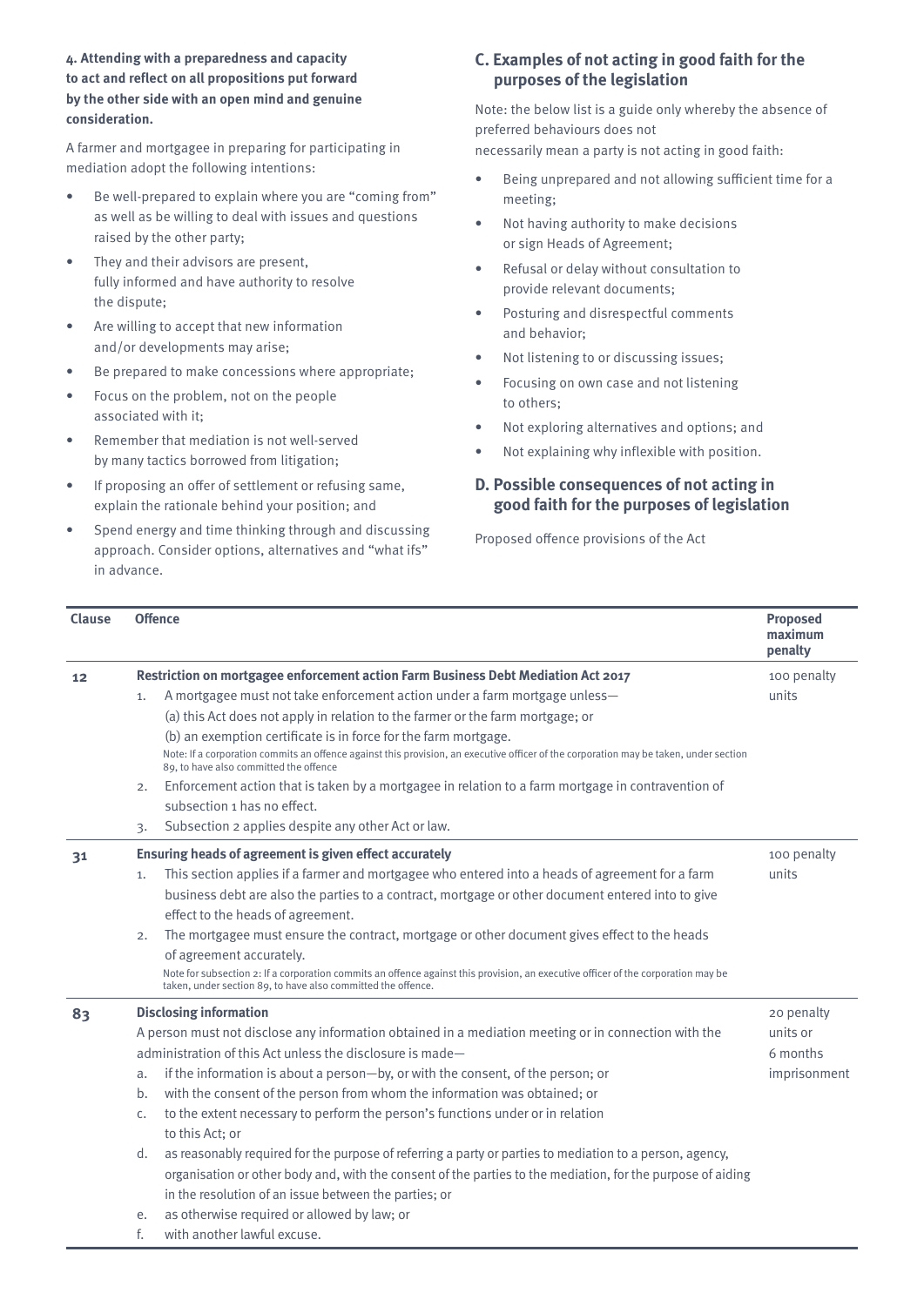**4. Attending with a preparedness and capacity to act and reflect on all propositions put forward by the other side with an open mind and genuine consideration.**

A farmer and mortgagee in preparing for participating in mediation adopt the following intentions:

- Be well-prepared to explain where you are "coming from" as well as be willing to deal with issues and questions raised by the other party;
- They and their advisors are present, fully informed and have authority to resolve the dispute;
- Are willing to accept that new information and/or developments may arise;
- Be prepared to make concessions where appropriate;
- Focus on the problem, not on the people associated with it;
- Remember that mediation is not well-served by many tactics borrowed from litigation;
- If proposing an offer of settlement or refusing same, explain the rationale behind your position; and
- Spend energy and time thinking through and discussing approach. Consider options, alternatives and "what ifs" in advance.

## C. Examples of not acting in good faith for the purposes of the legislation

Note: the below list is a guide only whereby the absence of preferred behaviours does not necessarily mean a party is not acting in good faith:

- Being unprepared and not allowing sufficient time for a meeting;
- Not having authority to make decisions or sign Heads of Agreement;
- Refusal or delay without consultation to provide relevant documents;
- Posturing and disrespectful comments and behavior;
- Not listening to or discussing issues;
- Focusing on own case and not listening to others;
- Not exploring alternatives and options; and
- Not explaining why inflexible with position.

## D. Possible consequences of not acting in good faith for the purposes of legislation

Proposed offence provisions of the Act

| Clause | Offence | Proposed maximum penalty |
|---|---|---|
| **12** | **Restriction on mortgagee enforcement action Farm Business Debt Mediation Act 2017**<br>1. A mortgagee must not take enforcement action under a farm mortgage unless—<br>(a) this Act does not apply in relation to the farmer or the farm mortgage; or<br>(b) an exemption certificate is in force for the farm mortgage.<br>Note: If a corporation commits an offence against this provision, an executive officer of the corporation may be taken, under section 89, to have also committed the offence<br>2. Enforcement action that is taken by a mortgagee in relation to a farm mortgage in contravention of subsection 1 has no effect.<br>3. Subsection 2 applies despite any other Act or law. | 100 penalty units |
| **31** | **Ensuring heads of agreement is given effect accurately**<br>1. This section applies if a farmer and mortgagee who entered into a heads of agreement for a farm business debt are also the parties to a contract, mortgage or other document entered into to give effect to the heads of agreement.<br>2. The mortgagee must ensure the contract, mortgage or other document gives effect to the heads of agreement accurately.<br>Note for subsection 2: If a corporation commits an offence against this provision, an executive officer of the corporation may be taken, under section 89, to have also committed the offence. | 100 penalty units |
| **83** | **Disclosing information**<br>A person must not disclose any information obtained in a mediation meeting or in connection with the administration of this Act unless the disclosure is made—<br>a. if the information is about a person—by, or with the consent, of the person; or<br>b. with the consent of the person from whom the information was obtained; or<br>c. to the extent necessary to perform the person's functions under or in relation to this Act; or<br>d. as reasonably required for the purpose of referring a party or parties to mediation to a person, agency, organisation or other body and, with the consent of the parties to the mediation, for the purpose of aiding in the resolution of an issue between the parties; or<br>e. as otherwise required or allowed by law; or<br>f. with another lawful excuse. | 20 penalty units or 6 months imprisonment |